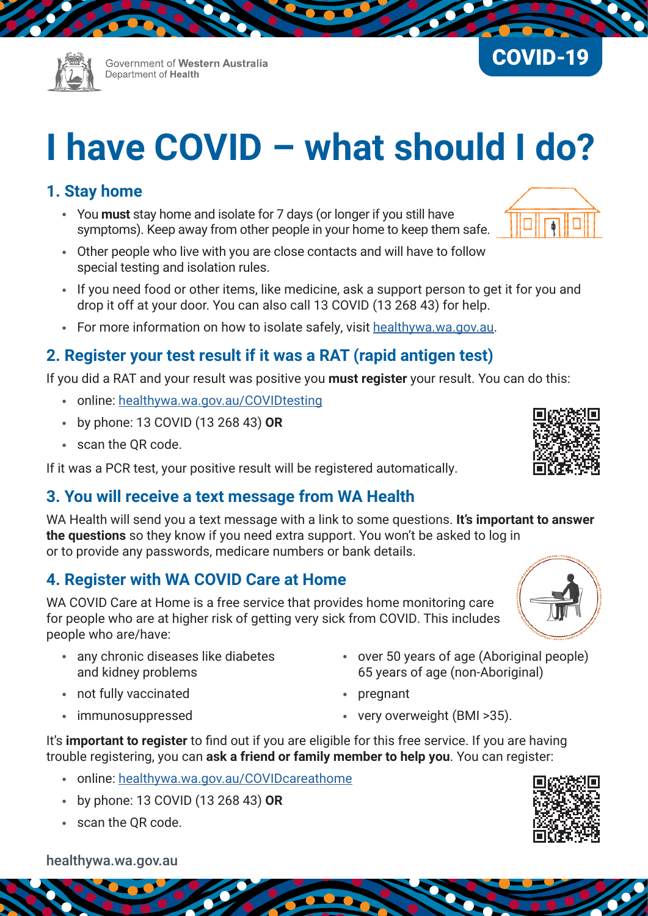Government of Western Australia
Department of Health

COVID-19

# I have COVID – what should I do?

## 1. Stay home

- You **must** stay home and isolate for 7 days (or longer if you still have symptoms). Keep away from other people in your home to keep them safe.
- Other people who live with you are close contacts and will have to follow special testing and isolation rules.
- If you need food or other items, like medicine, ask a support person to get it for you and drop it off at your door. You can also call 13 COVID (13 268 43) for help.
- For more information on how to isolate safely, visit healthywa.wa.gov.au.

## 2. Register your test result if it was a RAT (rapid antigen test)

If you did a RAT and your result was positive you **must register** your result. You can do this:

- online: healthywa.wa.gov.au/COVIDtesting
- by phone: 13 COVID (13 268 43) **OR**
- scan the QR code.

If it was a PCR test, your positive result will be registered automatically.

## 3. You will receive a text message from WA Health

WA Health will send you a text message with a link to some questions. **It's important to answer the questions** so they know if you need extra support. You won't be asked to log in or to provide any passwords, medicare numbers or bank details.

## 4. Register with WA COVID Care at Home

WA COVID Care at Home is a free service that provides home monitoring care for people who are at higher risk of getting very sick from COVID. This includes people who are/have:

- any chronic diseases like diabetes and kidney problems
- not fully vaccinated
- immunosuppressed
- over 50 years of age (Aboriginal people) 65 years of age (non-Aboriginal)
- pregnant
- very overweight (BMI >35).

It's **important to register** to find out if you are eligible for this free service. If you are having trouble registering, you can **ask a friend or family member to help you**. You can register:

- online: healthywa.wa.gov.au/COVIDcareathome
- by phone: 13 COVID (13 268 43) **OR**
- scan the QR code.

healthywa.wa.gov.au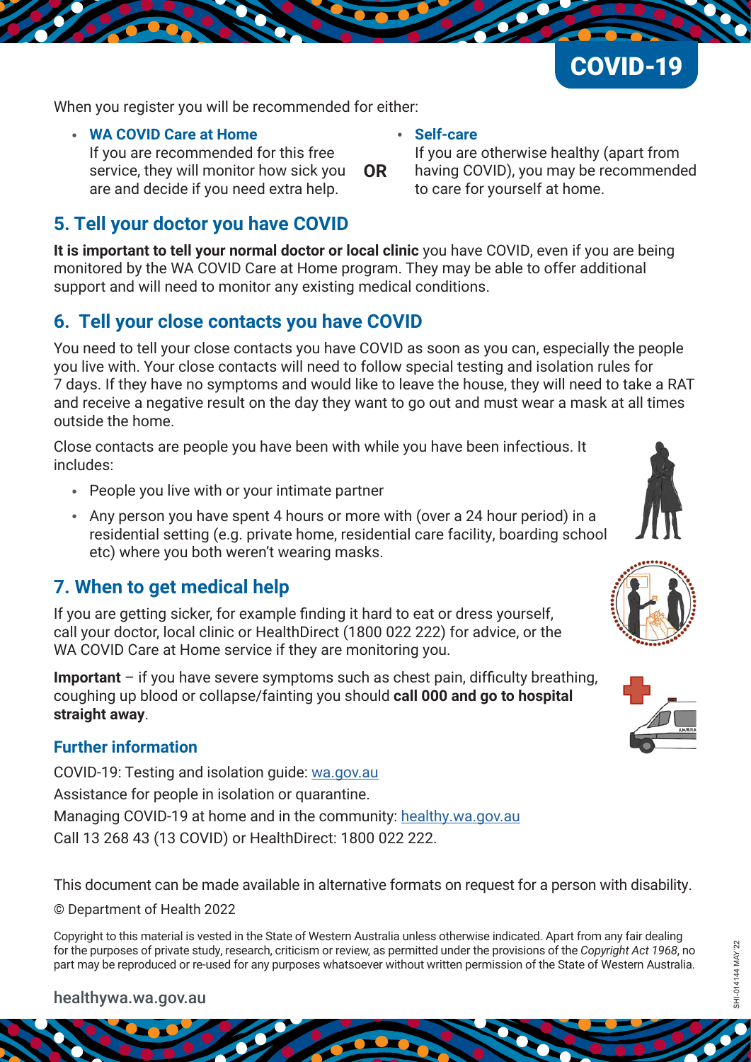When you register you will be recommended for either:

- **WA COVID Care at Home**
  If you are recommended for this free service, they will monitor how sick you are and decide if you need extra help.

**OR**

- **Self-care**
  If you are otherwise healthy (apart from having COVID), you may be recommended to care for yourself at home.

## 5. Tell your doctor you have COVID

**It is important to tell your normal doctor or local clinic** you have COVID, even if you are being monitored by the WA COVID Care at Home program. They may be able to offer additional support and will need to monitor any existing medical conditions.

## 6. Tell your close contacts you have COVID

You need to tell your close contacts you have COVID as soon as you can, especially the people you live with. Your close contacts will need to follow special testing and isolation rules for 7 days. If they have no symptoms and would like to leave the house, they will need to take a RAT and receive a negative result on the day they want to go out and must wear a mask at all times outside the home.

Close contacts are people you have been with while you have been infectious. It includes:

- People you live with or your intimate partner
- Any person you have spent 4 hours or more with (over a 24 hour period) in a residential setting (e.g. private home, residential care facility, boarding school etc) where you both weren't wearing masks.

## 7. When to get medical help

If you are getting sicker, for example finding it hard to eat or dress yourself, call your doctor, local clinic or HealthDirect (1800 022 222) for advice, or the WA COVID Care at Home service if they are monitoring you.

**Important** – if you have severe symptoms such as chest pain, difficulty breathing, coughing up blood or collapse/fainting you should **call 000 and go to hospital straight away**.

### Further information

COVID-19: Testing and isolation guide: wa.gov.au

Assistance for people in isolation or quarantine.

Managing COVID-19 at home and in the community: healthy.wa.gov.au

Call 13 268 43 (13 COVID) or HealthDirect: 1800 022 222.

This document can be made available in alternative formats on request for a person with disability.

© Department of Health 2022

Copyright to this material is vested in the State of Western Australia unless otherwise indicated. Apart from any fair dealing for the purposes of private study, research, criticism or review, as permitted under the provisions of the *Copyright Act 1968*, no part may be reproduced or re-used for any purposes whatsoever without written permission of the State of Western Australia.

SHI-014144 MAY'22